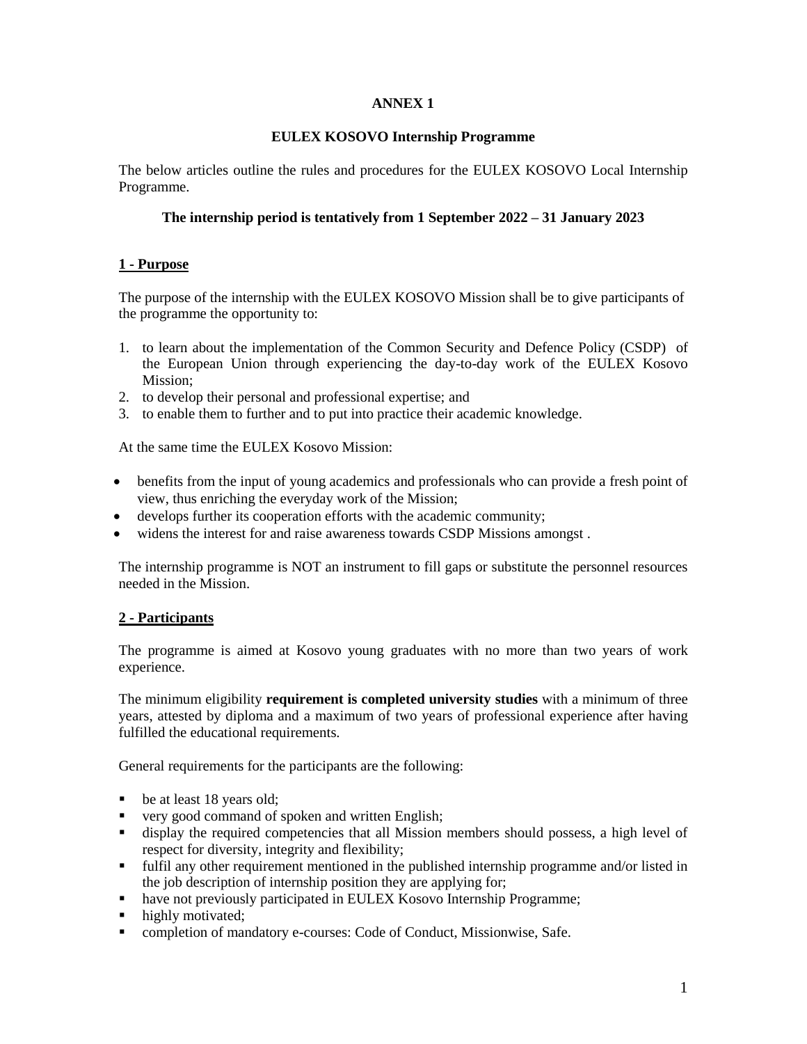**ANNEX 1**

**EULEX KOSOVO Internship Programme**

The below articles outline the rules and procedures for the EULEX KOSOVO Local Internship Programme.

**The internship period is tentatively from 1 September 2022 – 31 January 2023**

## 1 - Purpose

The purpose of the internship with the EULEX KOSOVO Mission shall be to give participants of the programme the opportunity to:

1. to learn about the implementation of the Common Security and Defence Policy (CSDP) of the European Union through experiencing the day-to-day work of the EULEX Kosovo Mission;
2. to develop their personal and professional expertise; and
3. to enable them to further and to put into practice their academic knowledge.

At the same time the EULEX Kosovo Mission:

- benefits from the input of young academics and professionals who can provide a fresh point of view, thus enriching the everyday work of the Mission;
- develops further its cooperation efforts with the academic community;
- widens the interest for and raise awareness towards CSDP Missions amongst .

The internship programme is NOT an instrument to fill gaps or substitute the personnel resources needed in the Mission.

## 2 - Participants

The programme is aimed at Kosovo young graduates with no more than two years of work experience.

The minimum eligibility **requirement is completed university studies** with a minimum of three years, attested by diploma and a maximum of two years of professional experience after having fulfilled the educational requirements.

General requirements for the participants are the following:

- be at least 18 years old;
- very good command of spoken and written English;
- display the required competencies that all Mission members should possess, a high level of respect for diversity, integrity and flexibility;
- fulfil any other requirement mentioned in the published internship programme and/or listed in the job description of internship position they are applying for;
- have not previously participated in EULEX Kosovo Internship Programme;
- highly motivated;
- completion of mandatory e-courses: Code of Conduct, Missionwise, Safe.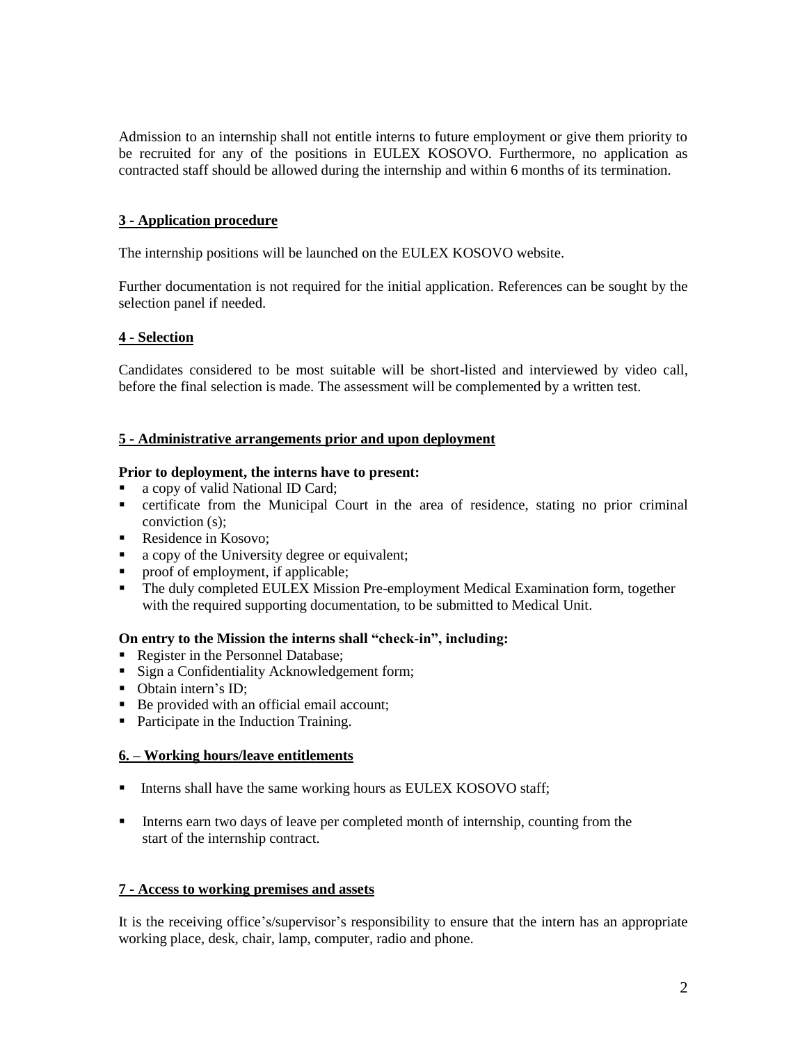Admission to an internship shall not entitle interns to future employment or give them priority to be recruited for any of the positions in EULEX KOSOVO. Furthermore, no application as contracted staff should be allowed during the internship and within 6 months of its termination.

## **3 - Application procedure**

The internship positions will be launched on the EULEX KOSOVO website.

Further documentation is not required for the initial application. References can be sought by the selection panel if needed.

## **4 - Selection**

Candidates considered to be most suitable will be short-listed and interviewed by video call, before the final selection is made. The assessment will be complemented by a written test.

## **5 - Administrative arrangements prior and upon deployment**

**Prior to deployment, the interns have to present:**

- a copy of valid National ID Card;
- certificate from the Municipal Court in the area of residence, stating no prior criminal conviction (s);
- Residence in Kosovo;
- a copy of the University degree or equivalent;
- proof of employment, if applicable;
- The duly completed EULEX Mission Pre-employment Medical Examination form, together with the required supporting documentation, to be submitted to Medical Unit.

**On entry to the Mission the interns shall "check-in", including:**

- Register in the Personnel Database;
- Sign a Confidentiality Acknowledgement form;
- Obtain intern's ID;
- Be provided with an official email account;
- Participate in the Induction Training.

## **6. – Working hours/leave entitlements**

- Interns shall have the same working hours as EULEX KOSOVO staff;
- Interns earn two days of leave per completed month of internship, counting from the start of the internship contract.

## **7 - Access to working premises and assets**

It is the receiving office's/supervisor's responsibility to ensure that the intern has an appropriate working place, desk, chair, lamp, computer, radio and phone.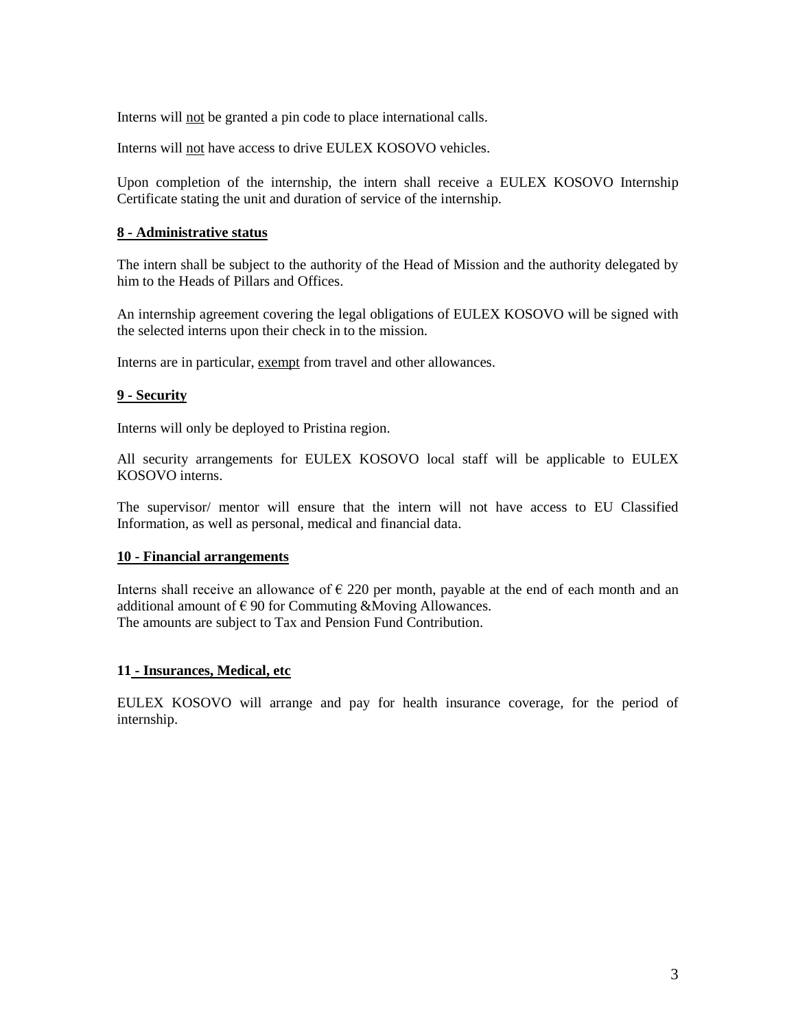Interns will <u>not</u> be granted a pin code to place international calls.

Interns will <u>not</u> have access to drive EULEX KOSOVO vehicles.

Upon completion of the internship, the intern shall receive a EULEX KOSOVO Internship Certificate stating the unit and duration of service of the internship.

**8 - Administrative status**

The intern shall be subject to the authority of the Head of Mission and the authority delegated by him to the Heads of Pillars and Offices.

An internship agreement covering the legal obligations of EULEX KOSOVO will be signed with the selected interns upon their check in to the mission.

Interns are in particular, <u>exempt</u> from travel and other allowances.

**9 - Security**

Interns will only be deployed to Pristina region.

All security arrangements for EULEX KOSOVO local staff will be applicable to EULEX KOSOVO interns.

The supervisor/ mentor will ensure that the intern will not have access to EU Classified Information, as well as personal, medical and financial data.

**10 - Financial arrangements**

Interns shall receive an allowance of € 220 per month, payable at the end of each month and an additional amount of € 90 for Commuting &Moving Allowances.
The amounts are subject to Tax and Pension Fund Contribution.

**11 - Insurances, Medical, etc**

EULEX KOSOVO will arrange and pay for health insurance coverage, for the period of internship.